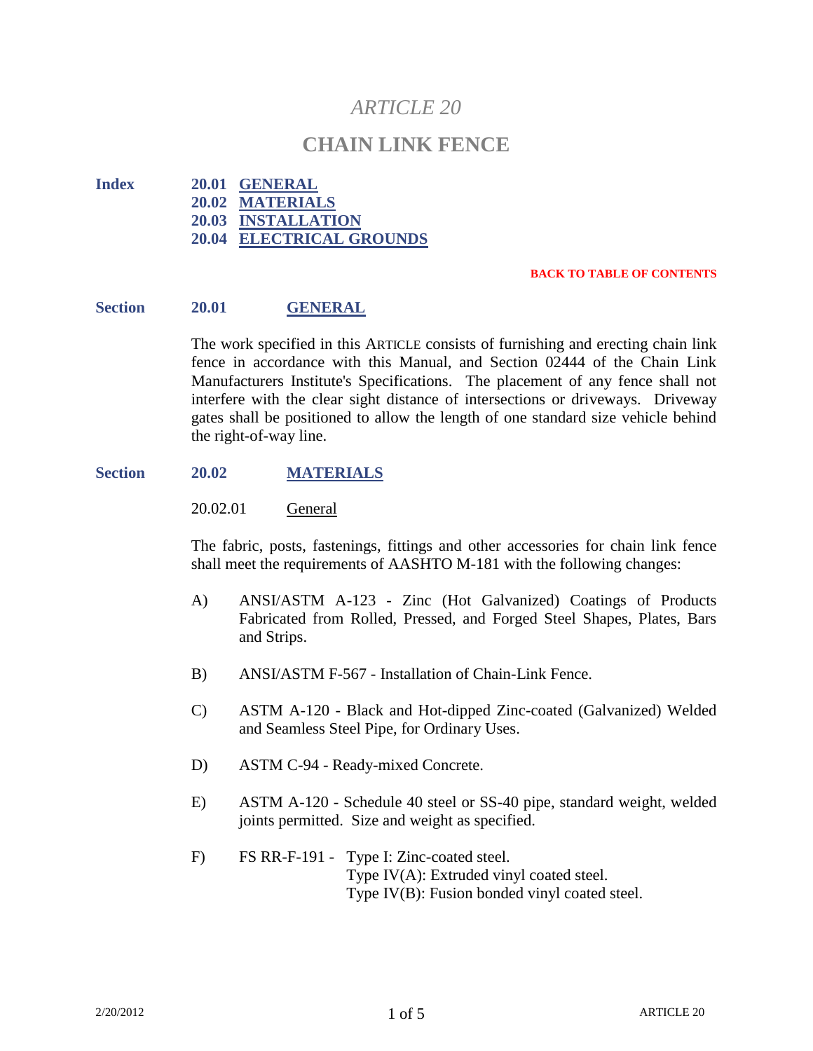# *ARTICLE 20*

# CHAIN LINK FENCE

**Index**

**20.01 GENERAL**
**20.02 MATERIALS**
**20.03 INSTALLATION**
**20.04 ELECTRICAL GROUNDS**

**BACK TO TABLE OF CONTENTS**

## Section 20.01 GENERAL

The work specified in this ARTICLE consists of furnishing and erecting chain link fence in accordance with this Manual, and Section 02444 of the Chain Link Manufacturers Institute's Specifications. The placement of any fence shall not interfere with the clear sight distance of intersections or driveways. Driveway gates shall be positioned to allow the length of one standard size vehicle behind the right-of-way line.

## Section 20.02 MATERIALS

### 20.02.01 General

The fabric, posts, fastenings, fittings and other accessories for chain link fence shall meet the requirements of AASHTO M-181 with the following changes:

A) ANSI/ASTM A-123 - Zinc (Hot Galvanized) Coatings of Products Fabricated from Rolled, Pressed, and Forged Steel Shapes, Plates, Bars and Strips.

B) ANSI/ASTM F-567 - Installation of Chain-Link Fence.

C) ASTM A-120 - Black and Hot-dipped Zinc-coated (Galvanized) Welded and Seamless Steel Pipe, for Ordinary Uses.

D) ASTM C-94 - Ready-mixed Concrete.

E) ASTM A-120 - Schedule 40 steel or SS-40 pipe, standard weight, welded joints permitted. Size and weight as specified.

F) FS RR-F-191 - Type I: Zinc-coated steel.
Type IV(A): Extruded vinyl coated steel.
Type IV(B): Fusion bonded vinyl coated steel.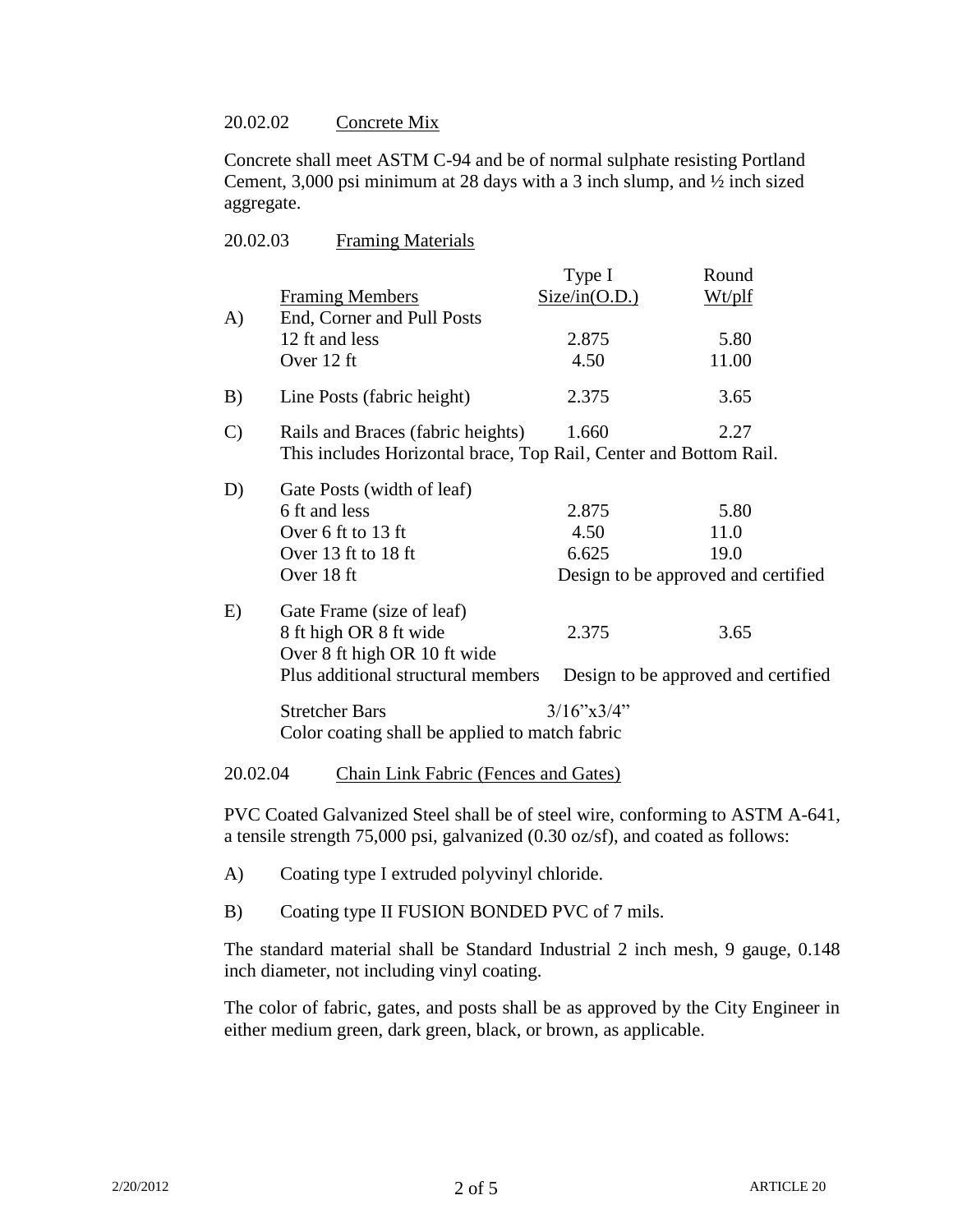20.02.02 Concrete Mix

Concrete shall meet ASTM C-94 and be of normal sulphate resisting Portland Cement, 3,000 psi minimum at 28 days with a 3 inch slump, and ½ inch sized aggregate.

20.02.03 Framing Materials

| | Framing Members | Type I Size/in(O.D.) | Round Wt/plf |
|---|---|---|---|
| A) | End, Corner and Pull Posts | | |
| | 12 ft and less | 2.875 | 5.80 |
| | Over 12 ft | 4.50 | 11.00 |
| B) | Line Posts (fabric height) | 2.375 | 3.65 |
| C) | Rails and Braces (fabric heights) | 1.660 | 2.27 |
| | This includes Horizontal brace, Top Rail, Center and Bottom Rail. | | |
| D) | Gate Posts (width of leaf) | | |
| | 6 ft and less | 2.875 | 5.80 |
| | Over 6 ft to 13 ft | 4.50 | 11.0 |
| | Over 13 ft to 18 ft | 6.625 | 19.0 |
| | Over 18 ft | Design to be approved and certified | |
| E) | Gate Frame (size of leaf) | | |
| | 8 ft high OR 8 ft wide | 2.375 | 3.65 |
| | Over 8 ft high OR 10 ft wide | | |
| | Plus additional structural members | Design to be approved and certified | |
| | Stretcher Bars | 3/16"x3/4" | |
| | Color coating shall be applied to match fabric | | |

20.02.04 Chain Link Fabric (Fences and Gates)

PVC Coated Galvanized Steel shall be of steel wire, conforming to ASTM A-641, a tensile strength 75,000 psi, galvanized (0.30 oz/sf), and coated as follows:

A) Coating type I extruded polyvinyl chloride.

B) Coating type II FUSION BONDED PVC of 7 mils.

The standard material shall be Standard Industrial 2 inch mesh, 9 gauge, 0.148 inch diameter, not including vinyl coating.

The color of fabric, gates, and posts shall be as approved by the City Engineer in either medium green, dark green, black, or brown, as applicable.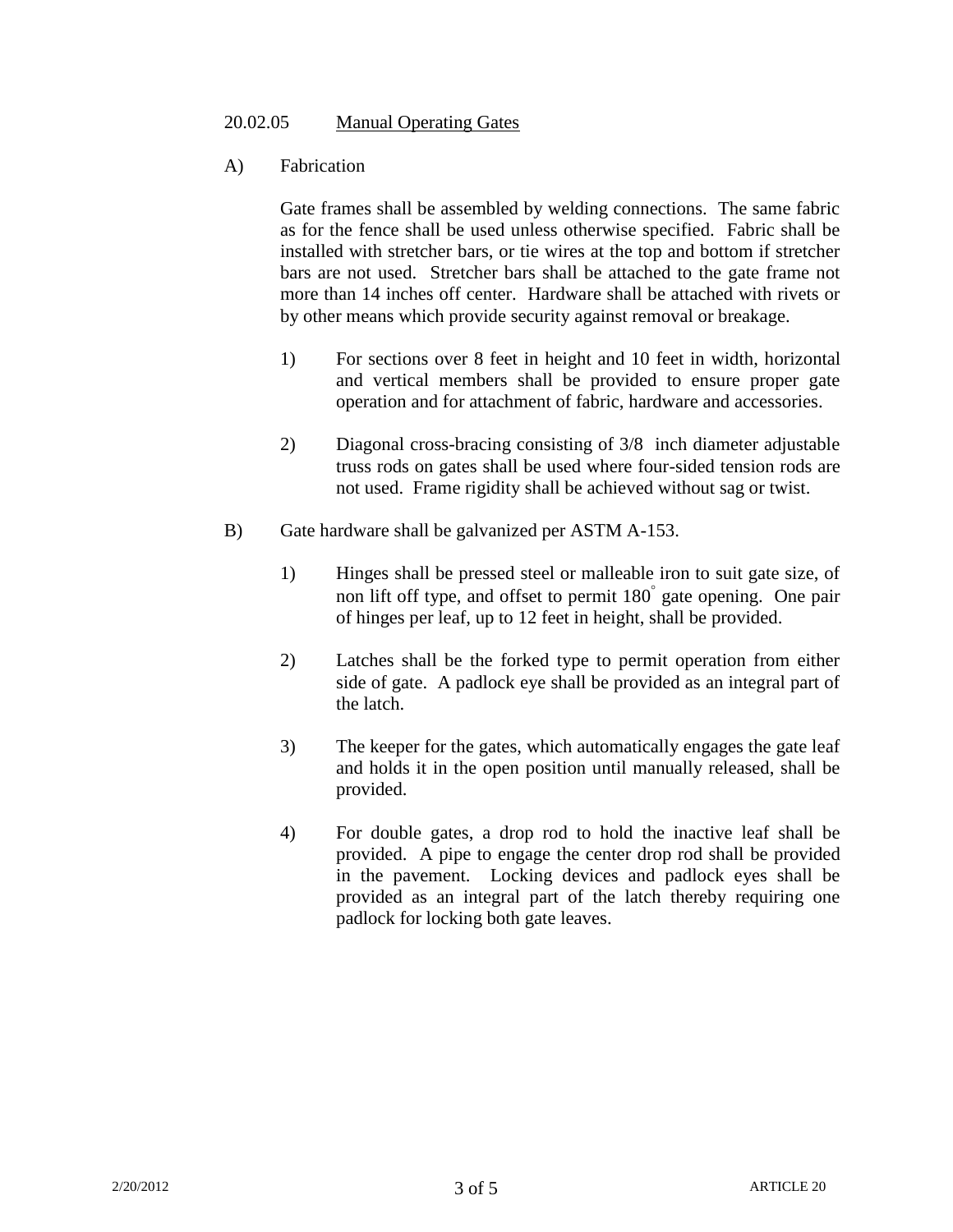20.02.05 <u>Manual Operating Gates</u>

A) Fabrication

Gate frames shall be assembled by welding connections. The same fabric as for the fence shall be used unless otherwise specified. Fabric shall be installed with stretcher bars, or tie wires at the top and bottom if stretcher bars are not used. Stretcher bars shall be attached to the gate frame not more than 14 inches off center. Hardware shall be attached with rivets or by other means which provide security against removal or breakage.

1) For sections over 8 feet in height and 10 feet in width, horizontal and vertical members shall be provided to ensure proper gate operation and for attachment of fabric, hardware and accessories.

2) Diagonal cross-bracing consisting of 3/8 inch diameter adjustable truss rods on gates shall be used where four-sided tension rods are not used. Frame rigidity shall be achieved without sag or twist.

B) Gate hardware shall be galvanized per ASTM A-153.

1) Hinges shall be pressed steel or malleable iron to suit gate size, of non lift off type, and offset to permit 180° gate opening. One pair of hinges per leaf, up to 12 feet in height, shall be provided.

2) Latches shall be the forked type to permit operation from either side of gate. A padlock eye shall be provided as an integral part of the latch.

3) The keeper for the gates, which automatically engages the gate leaf and holds it in the open position until manually released, shall be provided.

4) For double gates, a drop rod to hold the inactive leaf shall be provided. A pipe to engage the center drop rod shall be provided in the pavement. Locking devices and padlock eyes shall be provided as an integral part of the latch thereby requiring one padlock for locking both gate leaves.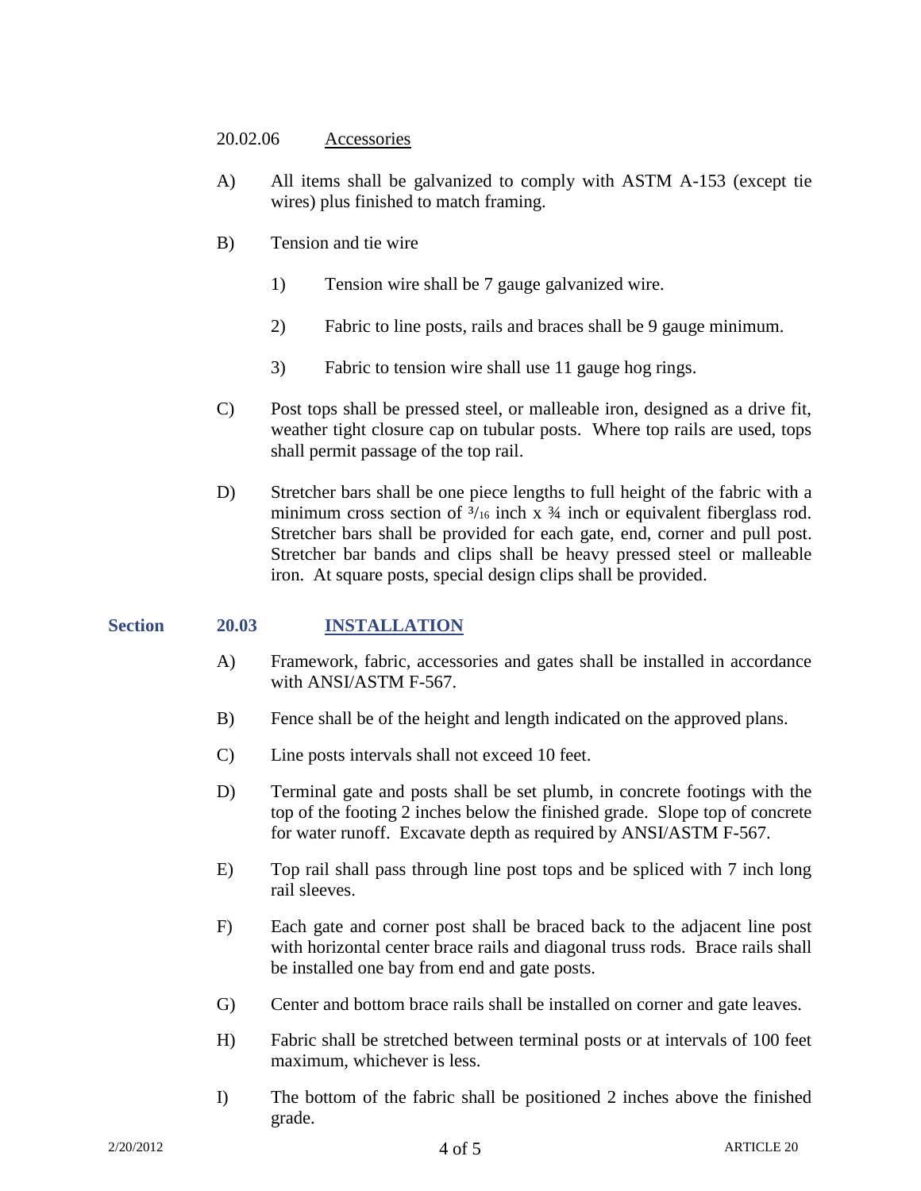20.02.06 Accessories

A) All items shall be galvanized to comply with ASTM A-153 (except tie wires) plus finished to match framing.

B) Tension and tie wire

1) Tension wire shall be 7 gauge galvanized wire.

2) Fabric to line posts, rails and braces shall be 9 gauge minimum.

3) Fabric to tension wire shall use 11 gauge hog rings.

C) Post tops shall be pressed steel, or malleable iron, designed as a drive fit, weather tight closure cap on tubular posts. Where top rails are used, tops shall permit passage of the top rail.

D) Stretcher bars shall be one piece lengths to full height of the fabric with a minimum cross section of 3/16 inch x ¾ inch or equivalent fiberglass rod. Stretcher bars shall be provided for each gate, end, corner and pull post. Stretcher bar bands and clips shall be heavy pressed steel or malleable iron. At square posts, special design clips shall be provided.

## Section 20.03 INSTALLATION

A) Framework, fabric, accessories and gates shall be installed in accordance with ANSI/ASTM F-567.

B) Fence shall be of the height and length indicated on the approved plans.

C) Line posts intervals shall not exceed 10 feet.

D) Terminal gate and posts shall be set plumb, in concrete footings with the top of the footing 2 inches below the finished grade. Slope top of concrete for water runoff. Excavate depth as required by ANSI/ASTM F-567.

E) Top rail shall pass through line post tops and be spliced with 7 inch long rail sleeves.

F) Each gate and corner post shall be braced back to the adjacent line post with horizontal center brace rails and diagonal truss rods. Brace rails shall be installed one bay from end and gate posts.

G) Center and bottom brace rails shall be installed on corner and gate leaves.

H) Fabric shall be stretched between terminal posts or at intervals of 100 feet maximum, whichever is less.

I) The bottom of the fabric shall be positioned 2 inches above the finished grade.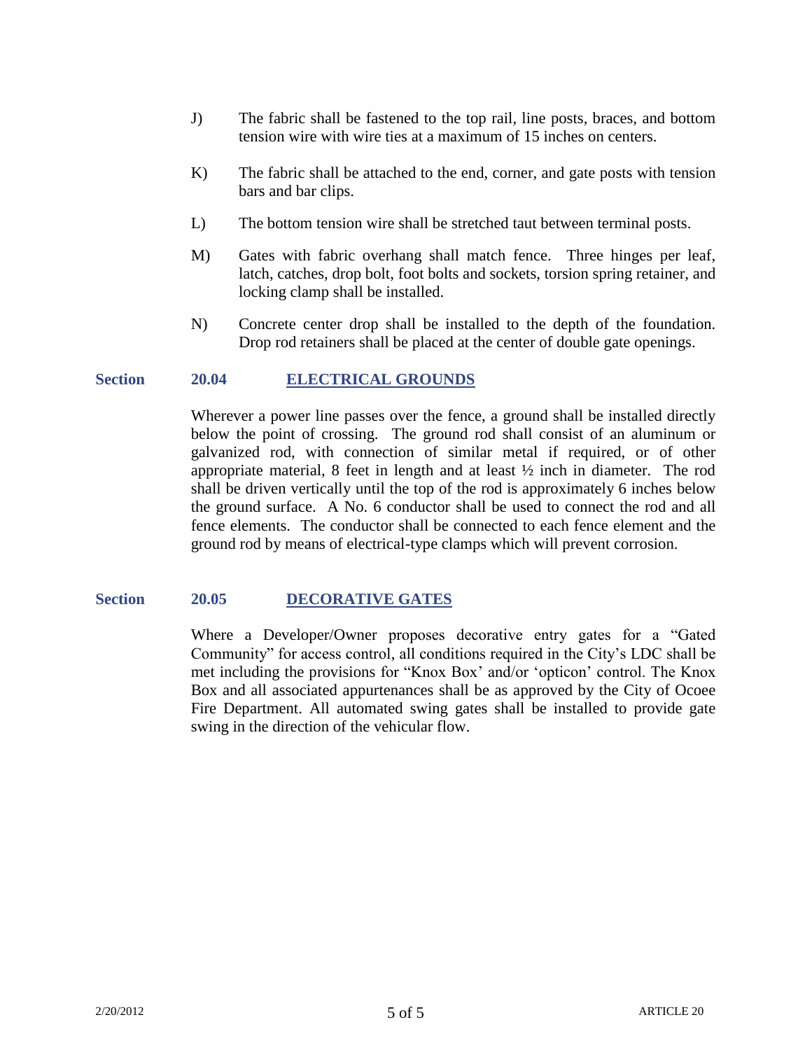J) The fabric shall be fastened to the top rail, line posts, braces, and bottom tension wire with wire ties at a maximum of 15 inches on centers.

K) The fabric shall be attached to the end, corner, and gate posts with tension bars and bar clips.

L) The bottom tension wire shall be stretched taut between terminal posts.

M) Gates with fabric overhang shall match fence. Three hinges per leaf, latch, catches, drop bolt, foot bolts and sockets, torsion spring retainer, and locking clamp shall be installed.

N) Concrete center drop shall be installed to the depth of the foundation. Drop rod retainers shall be placed at the center of double gate openings.

## Section 20.04 ELECTRICAL GROUNDS

Wherever a power line passes over the fence, a ground shall be installed directly below the point of crossing. The ground rod shall consist of an aluminum or galvanized rod, with connection of similar metal if required, or of other appropriate material, 8 feet in length and at least ½ inch in diameter. The rod shall be driven vertically until the top of the rod is approximately 6 inches below the ground surface. A No. 6 conductor shall be used to connect the rod and all fence elements. The conductor shall be connected to each fence element and the ground rod by means of electrical-type clamps which will prevent corrosion.

## Section 20.05 DECORATIVE GATES

Where a Developer/Owner proposes decorative entry gates for a "Gated Community" for access control, all conditions required in the City's LDC shall be met including the provisions for "Knox Box' and/or 'opticon' control. The Knox Box and all associated appurtenances shall be as approved by the City of Ocoee Fire Department. All automated swing gates shall be installed to provide gate swing in the direction of the vehicular flow.